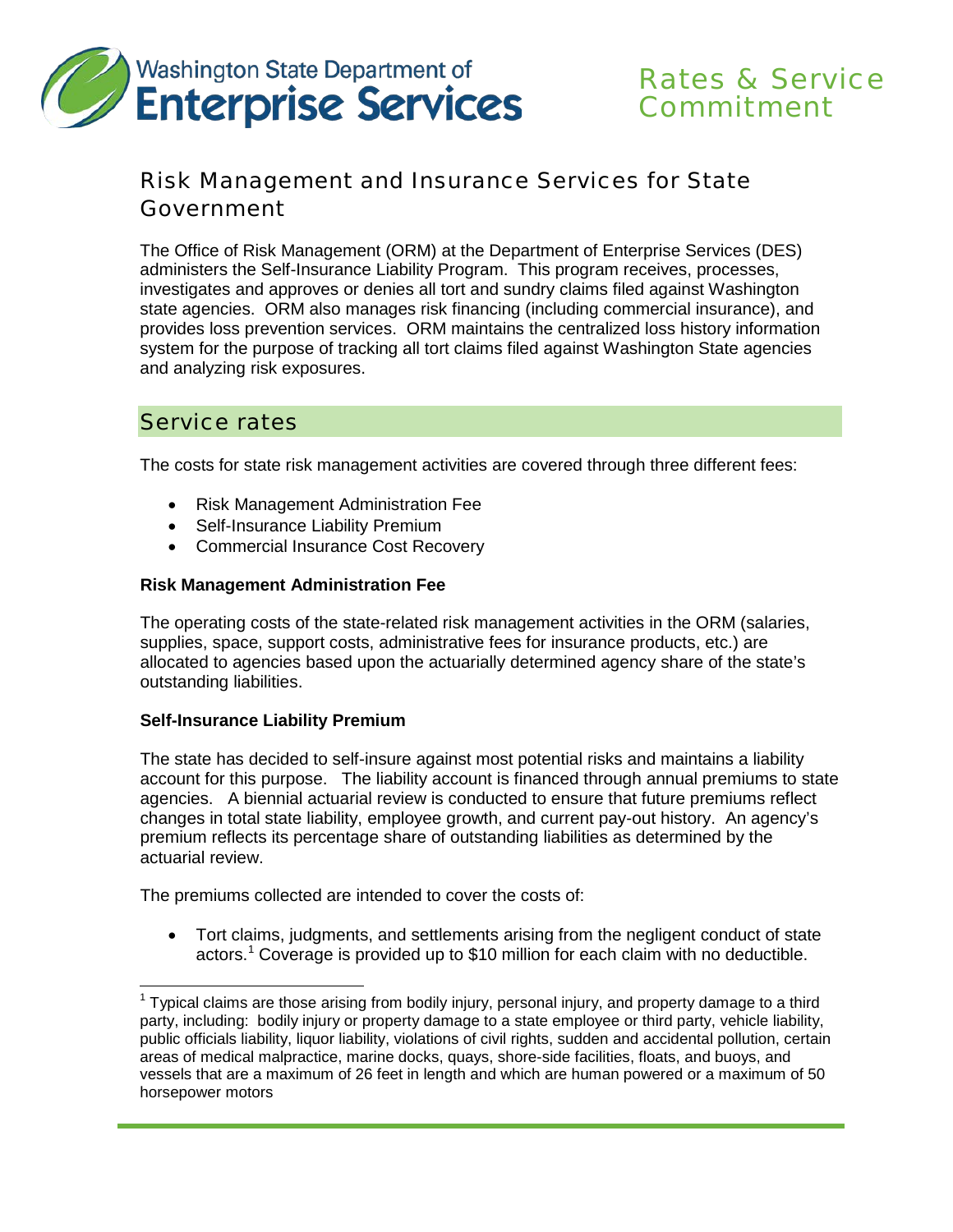Washington State Department of Enterprise Services

# Rates & Service Commitment

## Risk Management and Insurance Services for State Government

The Office of Risk Management (ORM) at the Department of Enterprise Services (DES) administers the Self-Insurance Liability Program. This program receives, processes, investigates and approves or denies all tort and sundry claims filed against Washington state agencies. ORM also manages risk financing (including commercial insurance), and provides loss prevention services. ORM maintains the centralized loss history information system for the purpose of tracking all tort claims filed against Washington State agencies and analyzing risk exposures.

## Service rates

The costs for state risk management activities are covered through three different fees:

- Risk Management Administration Fee
- Self-Insurance Liability Premium
- Commercial Insurance Cost Recovery

**Risk Management Administration Fee**

The operating costs of the state-related risk management activities in the ORM (salaries, supplies, space, support costs, administrative fees for insurance products, etc.) are allocated to agencies based upon the actuarially determined agency share of the state's outstanding liabilities.

**Self-Insurance Liability Premium**

The state has decided to self-insure against most potential risks and maintains a liability account for this purpose. The liability account is financed through annual premiums to state agencies. A biennial actuarial review is conducted to ensure that future premiums reflect changes in total state liability, employee growth, and current pay-out history. An agency's premium reflects its percentage share of outstanding liabilities as determined by the actuarial review.

The premiums collected are intended to cover the costs of:

- Tort claims, judgments, and settlements arising from the negligent conduct of state actors.[1] Coverage is provided up to $10 million for each claim with no deductible.

[1] Typical claims are those arising from bodily injury, personal injury, and property damage to a third party, including: bodily injury or property damage to a state employee or third party, vehicle liability, public officials liability, liquor liability, violations of civil rights, sudden and accidental pollution, certain areas of medical malpractice, marine docks, quays, shore-side facilities, floats, and buoys, and vessels that are a maximum of 26 feet in length and which are human powered or a maximum of 50 horsepower motors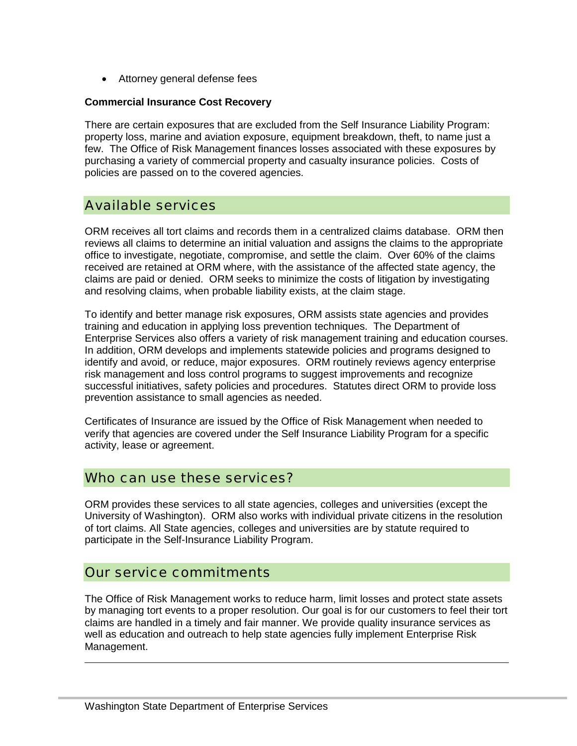- Attorney general defense fees

**Commercial Insurance Cost Recovery**

There are certain exposures that are excluded from the Self Insurance Liability Program: property loss, marine and aviation exposure, equipment breakdown, theft, to name just a few. The Office of Risk Management finances losses associated with these exposures by purchasing a variety of commercial property and casualty insurance policies. Costs of policies are passed on to the covered agencies.

## Available services

ORM receives all tort claims and records them in a centralized claims database. ORM then reviews all claims to determine an initial valuation and assigns the claims to the appropriate office to investigate, negotiate, compromise, and settle the claim. Over 60% of the claims received are retained at ORM where, with the assistance of the affected state agency, the claims are paid or denied. ORM seeks to minimize the costs of litigation by investigating and resolving claims, when probable liability exists, at the claim stage.

To identify and better manage risk exposures, ORM assists state agencies and provides training and education in applying loss prevention techniques. The Department of Enterprise Services also offers a variety of risk management training and education courses. In addition, ORM develops and implements statewide policies and programs designed to identify and avoid, or reduce, major exposures. ORM routinely reviews agency enterprise risk management and loss control programs to suggest improvements and recognize successful initiatives, safety policies and procedures. Statutes direct ORM to provide loss prevention assistance to small agencies as needed.

Certificates of Insurance are issued by the Office of Risk Management when needed to verify that agencies are covered under the Self Insurance Liability Program for a specific activity, lease or agreement.

## Who can use these services?

ORM provides these services to all state agencies, colleges and universities (except the University of Washington). ORM also works with individual private citizens in the resolution of tort claims. All State agencies, colleges and universities are by statute required to participate in the Self-Insurance Liability Program.

## Our service commitments

The Office of Risk Management works to reduce harm, limit losses and protect state assets by managing tort events to a proper resolution. Our goal is for our customers to feel their tort claims are handled in a timely and fair manner. We provide quality insurance services as well as education and outreach to help state agencies fully implement Enterprise Risk Management.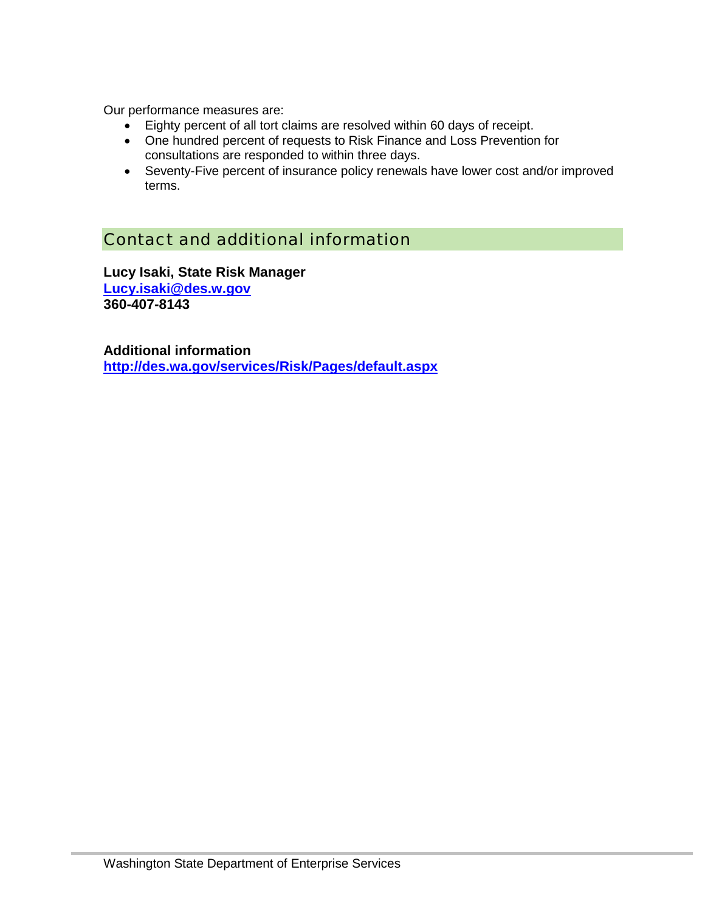Our performance measures are:

- Eighty percent of all tort claims are resolved within 60 days of receipt.
- One hundred percent of requests to Risk Finance and Loss Prevention for consultations are responded to within three days.
- Seventy-Five percent of insurance policy renewals have lower cost and/or improved terms.

## Contact and additional information

**Lucy Isaki, State Risk Manager**
**[Lucy.isaki@des.w.gov](mailto:Lucy.isaki@des.w.gov)**
**360-407-8143**

**Additional information**
**[http://des.wa.gov/services/Risk/Pages/default.aspx](http://des.wa.gov/services/Risk/Pages/default.aspx)**